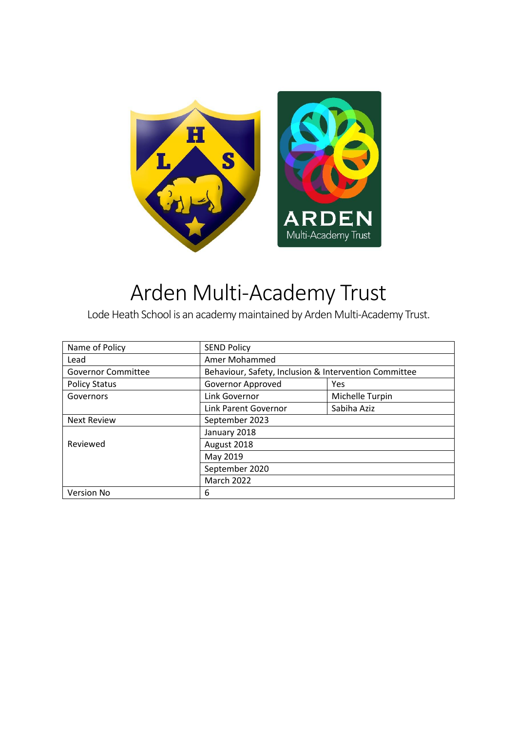# Arden Multi-Academy Trust

Lode Heath School is an academy maintained by Arden Multi-Academy Trust.

| Name of Policy | SEND Policy | |
|---|---|---|
| Lead | Amer Mohammed | |
| Governor Committee | Behaviour, Safety, Inclusion & Intervention Committee | |
| Policy Status | Governor Approved | Yes |
| Governors | Link Governor | Michelle Turpin |
| | Link Parent Governor | Sabiha Aziz |
| Next Review | September 2023 | |
| Reviewed | January 2018 | |
| | August 2018 | |
| | May 2019 | |
| | September 2020 | |
| | March 2022 | |
| Version No | 6 | |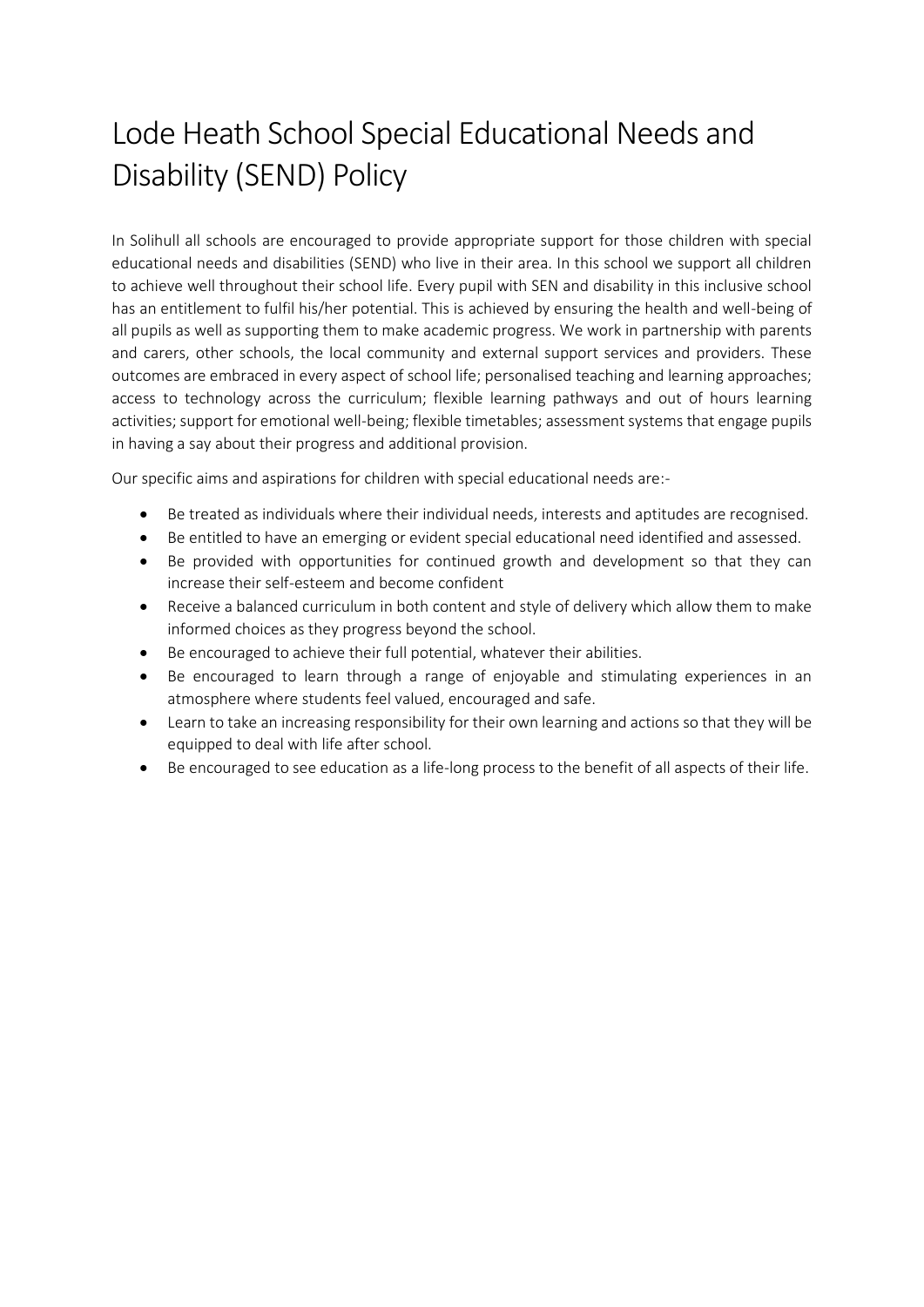# Lode Heath School Special Educational Needs and Disability (SEND) Policy

In Solihull all schools are encouraged to provide appropriate support for those children with special educational needs and disabilities (SEND) who live in their area. In this school we support all children to achieve well throughout their school life. Every pupil with SEN and disability in this inclusive school has an entitlement to fulfil his/her potential. This is achieved by ensuring the health and well-being of all pupils as well as supporting them to make academic progress. We work in partnership with parents and carers, other schools, the local community and external support services and providers. These outcomes are embraced in every aspect of school life; personalised teaching and learning approaches; access to technology across the curriculum; flexible learning pathways and out of hours learning activities; support for emotional well-being; flexible timetables; assessment systems that engage pupils in having a say about their progress and additional provision.

Our specific aims and aspirations for children with special educational needs are:-

- Be treated as individuals where their individual needs, interests and aptitudes are recognised.
- Be entitled to have an emerging or evident special educational need identified and assessed.
- Be provided with opportunities for continued growth and development so that they can increase their self-esteem and become confident
- Receive a balanced curriculum in both content and style of delivery which allow them to make informed choices as they progress beyond the school.
- Be encouraged to achieve their full potential, whatever their abilities.
- Be encouraged to learn through a range of enjoyable and stimulating experiences in an atmosphere where students feel valued, encouraged and safe.
- Learn to take an increasing responsibility for their own learning and actions so that they will be equipped to deal with life after school.
- Be encouraged to see education as a life-long process to the benefit of all aspects of their life.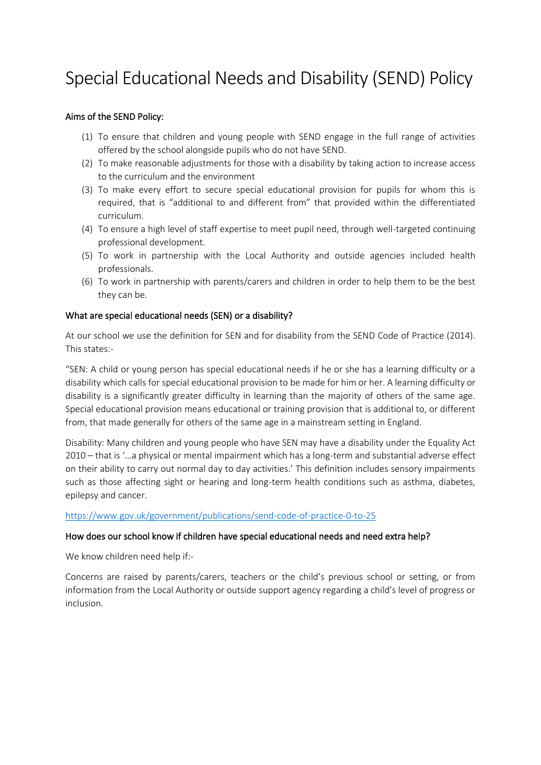# Special Educational Needs and Disability (SEND) Policy

### Aims of the SEND Policy:

(1) To ensure that children and young people with SEND engage in the full range of activities offered by the school alongside pupils who do not have SEND.
(2) To make reasonable adjustments for those with a disability by taking action to increase access to the curriculum and the environment
(3) To make every effort to secure special educational provision for pupils for whom this is required, that is "additional to and different from" that provided within the differentiated curriculum.
(4) To ensure a high level of staff expertise to meet pupil need, through well-targeted continuing professional development.
(5) To work in partnership with the Local Authority and outside agencies included health professionals.
(6) To work in partnership with parents/carers and children in order to help them to be the best they can be.

### What are special educational needs (SEN) or a disability?

At our school we use the definition for SEN and for disability from the SEND Code of Practice (2014). This states:-

"SEN: A child or young person has special educational needs if he or she has a learning difficulty or a disability which calls for special educational provision to be made for him or her. A learning difficulty or disability is a significantly greater difficulty in learning than the majority of others of the same age. Special educational provision means educational or training provision that is additional to, or different from, that made generally for others of the same age in a mainstream setting in England.

Disability: Many children and young people who have SEN may have a disability under the Equality Act 2010 – that is '…a physical or mental impairment which has a long-term and substantial adverse effect on their ability to carry out normal day to day activities.' This definition includes sensory impairments such as those affecting sight or hearing and long-term health conditions such as asthma, diabetes, epilepsy and cancer.

https://www.gov.uk/government/publications/send-code-of-practice-0-to-25

### How does our school know if children have special educational needs and need extra help?

We know children need help if:-

Concerns are raised by parents/carers, teachers or the child's previous school or setting, or from information from the Local Authority or outside support agency regarding a child's level of progress or inclusion.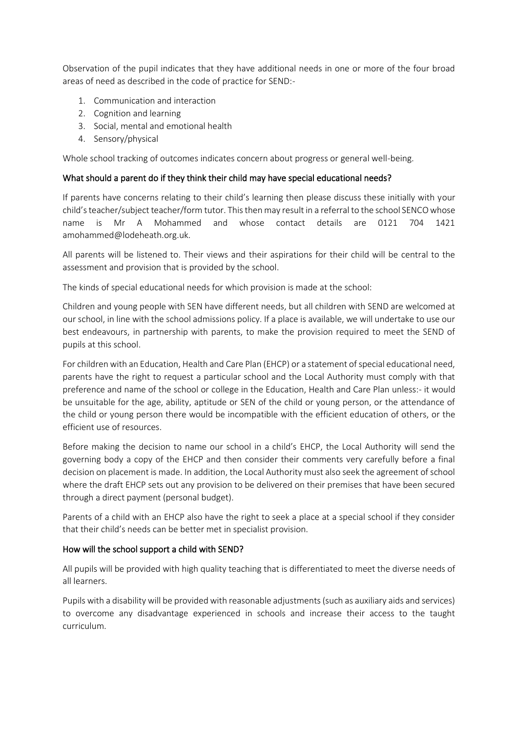Observation of the pupil indicates that they have additional needs in one or more of the four broad areas of need as described in the code of practice for SEND:-

1. Communication and interaction
2. Cognition and learning
3. Social, mental and emotional health
4. Sensory/physical

Whole school tracking of outcomes indicates concern about progress or general well-being.

## What should a parent do if they think their child may have special educational needs?

If parents have concerns relating to their child's learning then please discuss these initially with your child's teacher/subject teacher/form tutor. This then may result in a referral to the school SENCO whose name is Mr A Mohammed and whose contact details are 0121 704 1421 amohammed@lodeheath.org.uk.

All parents will be listened to. Their views and their aspirations for their child will be central to the assessment and provision that is provided by the school.

The kinds of special educational needs for which provision is made at the school:

Children and young people with SEN have different needs, but all children with SEND are welcomed at our school, in line with the school admissions policy. If a place is available, we will undertake to use our best endeavours, in partnership with parents, to make the provision required to meet the SEND of pupils at this school.

For children with an Education, Health and Care Plan (EHCP) or a statement of special educational need, parents have the right to request a particular school and the Local Authority must comply with that preference and name of the school or college in the Education, Health and Care Plan unless:- it would be unsuitable for the age, ability, aptitude or SEN of the child or young person, or the attendance of the child or young person there would be incompatible with the efficient education of others, or the efficient use of resources.

Before making the decision to name our school in a child's EHCP, the Local Authority will send the governing body a copy of the EHCP and then consider their comments very carefully before a final decision on placement is made. In addition, the Local Authority must also seek the agreement of school where the draft EHCP sets out any provision to be delivered on their premises that have been secured through a direct payment (personal budget).

Parents of a child with an EHCP also have the right to seek a place at a special school if they consider that their child's needs can be better met in specialist provision.

## How will the school support a child with SEND?

All pupils will be provided with high quality teaching that is differentiated to meet the diverse needs of all learners.

Pupils with a disability will be provided with reasonable adjustments (such as auxiliary aids and services) to overcome any disadvantage experienced in schools and increase their access to the taught curriculum.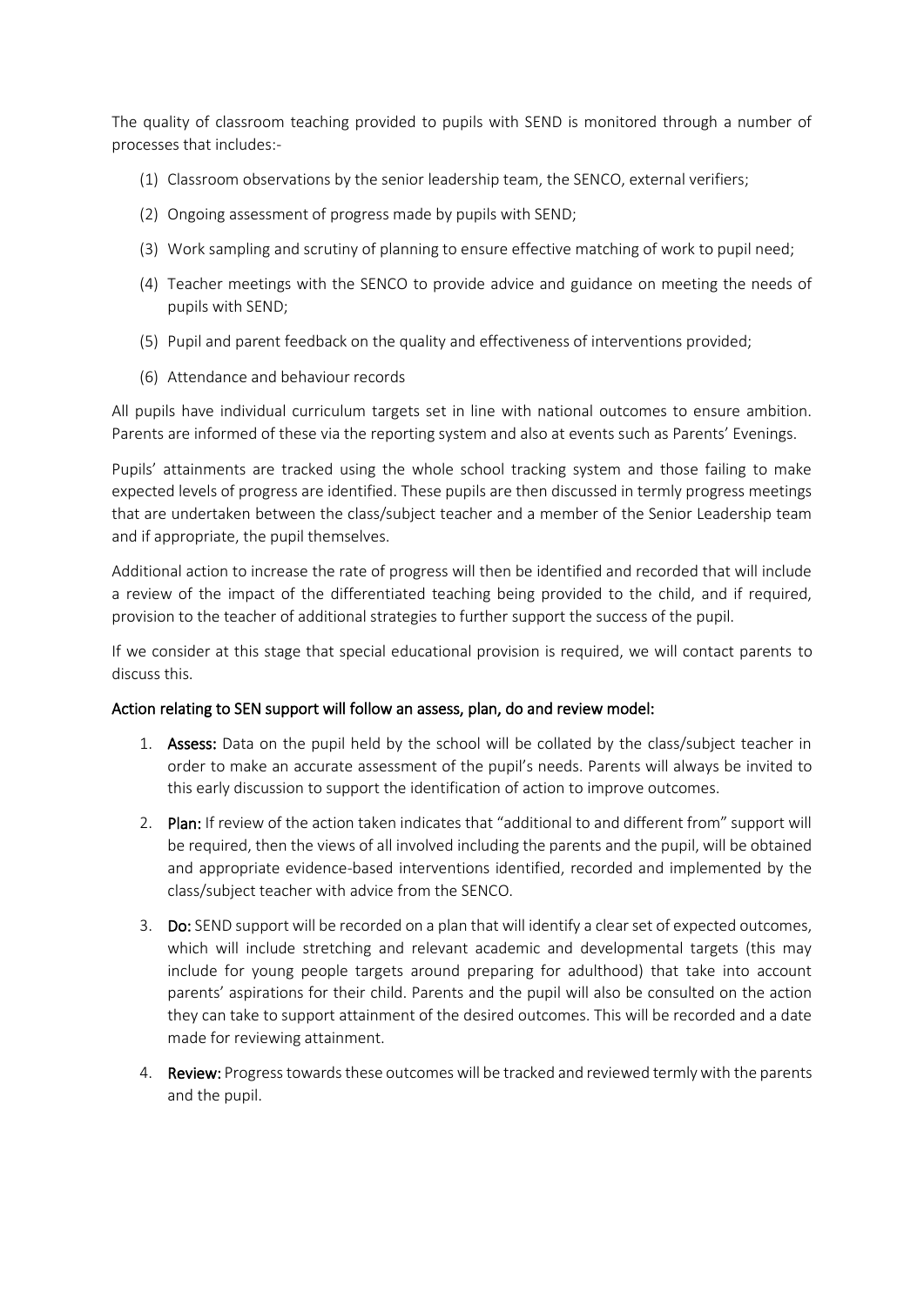The quality of classroom teaching provided to pupils with SEND is monitored through a number of processes that includes:-

(1) Classroom observations by the senior leadership team, the SENCO, external verifiers;

(2) Ongoing assessment of progress made by pupils with SEND;

(3) Work sampling and scrutiny of planning to ensure effective matching of work to pupil need;

(4) Teacher meetings with the SENCO to provide advice and guidance on meeting the needs of pupils with SEND;

(5) Pupil and parent feedback on the quality and effectiveness of interventions provided;

(6) Attendance and behaviour records

All pupils have individual curriculum targets set in line with national outcomes to ensure ambition. Parents are informed of these via the reporting system and also at events such as Parents' Evenings.

Pupils' attainments are tracked using the whole school tracking system and those failing to make expected levels of progress are identified. These pupils are then discussed in termly progress meetings that are undertaken between the class/subject teacher and a member of the Senior Leadership team and if appropriate, the pupil themselves.

Additional action to increase the rate of progress will then be identified and recorded that will include a review of the impact of the differentiated teaching being provided to the child, and if required, provision to the teacher of additional strategies to further support the success of the pupil.

If we consider at this stage that special educational provision is required, we will contact parents to discuss this.

Action relating to SEN support will follow an assess, plan, do and review model:

1. **Assess:** Data on the pupil held by the school will be collated by the class/subject teacher in order to make an accurate assessment of the pupil's needs. Parents will always be invited to this early discussion to support the identification of action to improve outcomes.

2. **Plan:** If review of the action taken indicates that "additional to and different from" support will be required, then the views of all involved including the parents and the pupil, will be obtained and appropriate evidence-based interventions identified, recorded and implemented by the class/subject teacher with advice from the SENCO.

3. **Do:** SEND support will be recorded on a plan that will identify a clear set of expected outcomes, which will include stretching and relevant academic and developmental targets (this may include for young people targets around preparing for adulthood) that take into account parents' aspirations for their child. Parents and the pupil will also be consulted on the action they can take to support attainment of the desired outcomes. This will be recorded and a date made for reviewing attainment.

4. **Review:** Progress towards these outcomes will be tracked and reviewed termly with the parents and the pupil.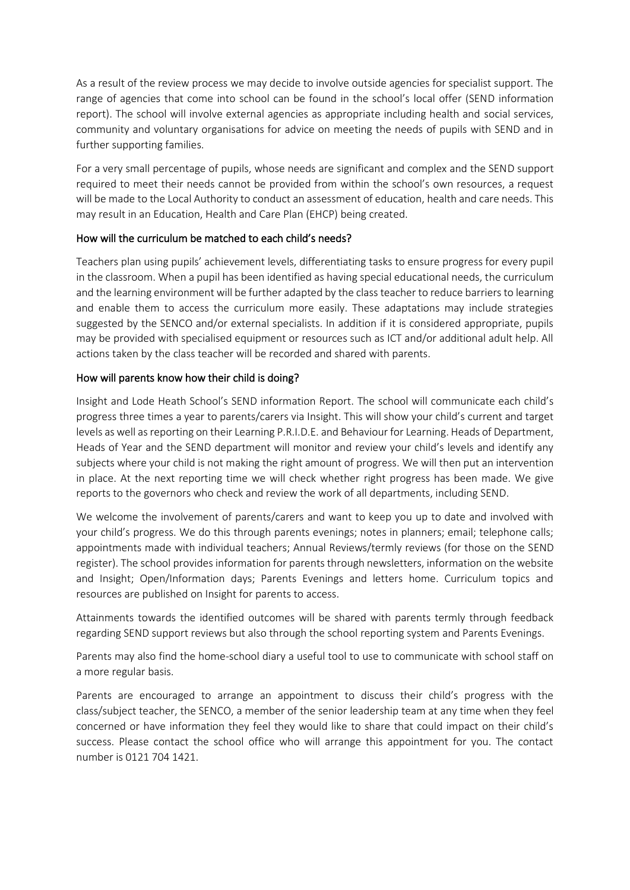As a result of the review process we may decide to involve outside agencies for specialist support. The range of agencies that come into school can be found in the school's local offer (SEND information report). The school will involve external agencies as appropriate including health and social services, community and voluntary organisations for advice on meeting the needs of pupils with SEND and in further supporting families.

For a very small percentage of pupils, whose needs are significant and complex and the SEND support required to meet their needs cannot be provided from within the school's own resources, a request will be made to the Local Authority to conduct an assessment of education, health and care needs. This may result in an Education, Health and Care Plan (EHCP) being created.

### How will the curriculum be matched to each child's needs?

Teachers plan using pupils' achievement levels, differentiating tasks to ensure progress for every pupil in the classroom. When a pupil has been identified as having special educational needs, the curriculum and the learning environment will be further adapted by the class teacher to reduce barriers to learning and enable them to access the curriculum more easily. These adaptations may include strategies suggested by the SENCO and/or external specialists. In addition if it is considered appropriate, pupils may be provided with specialised equipment or resources such as ICT and/or additional adult help. All actions taken by the class teacher will be recorded and shared with parents.

### How will parents know how their child is doing?

Insight and Lode Heath School's SEND information Report. The school will communicate each child's progress three times a year to parents/carers via Insight. This will show your child's current and target levels as well as reporting on their Learning P.R.I.D.E. and Behaviour for Learning. Heads of Department, Heads of Year and the SEND department will monitor and review your child's levels and identify any subjects where your child is not making the right amount of progress. We will then put an intervention in place. At the next reporting time we will check whether right progress has been made. We give reports to the governors who check and review the work of all departments, including SEND.

We welcome the involvement of parents/carers and want to keep you up to date and involved with your child's progress. We do this through parents evenings; notes in planners; email; telephone calls; appointments made with individual teachers; Annual Reviews/termly reviews (for those on the SEND register). The school provides information for parents through newsletters, information on the website and Insight; Open/Information days; Parents Evenings and letters home. Curriculum topics and resources are published on Insight for parents to access.

Attainments towards the identified outcomes will be shared with parents termly through feedback regarding SEND support reviews but also through the school reporting system and Parents Evenings.

Parents may also find the home-school diary a useful tool to use to communicate with school staff on a more regular basis.

Parents are encouraged to arrange an appointment to discuss their child's progress with the class/subject teacher, the SENCO, a member of the senior leadership team at any time when they feel concerned or have information they feel they would like to share that could impact on their child's success. Please contact the school office who will arrange this appointment for you. The contact number is 0121 704 1421.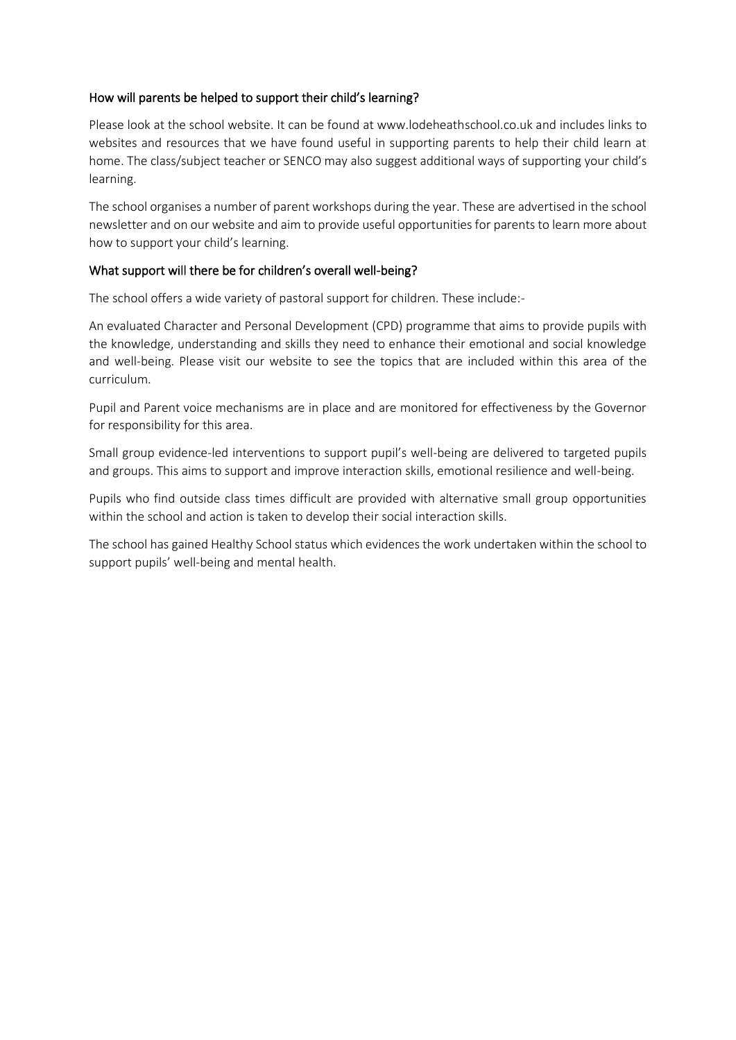### How will parents be helped to support their child's learning?

Please look at the school website. It can be found at www.lodeheathschool.co.uk and includes links to websites and resources that we have found useful in supporting parents to help their child learn at home. The class/subject teacher or SENCO may also suggest additional ways of supporting your child's learning.

The school organises a number of parent workshops during the year. These are advertised in the school newsletter and on our website and aim to provide useful opportunities for parents to learn more about how to support your child's learning.

### What support will there be for children's overall well-being?

The school offers a wide variety of pastoral support for children. These include:-

An evaluated Character and Personal Development (CPD) programme that aims to provide pupils with the knowledge, understanding and skills they need to enhance their emotional and social knowledge and well-being. Please visit our website to see the topics that are included within this area of the curriculum.

Pupil and Parent voice mechanisms are in place and are monitored for effectiveness by the Governor for responsibility for this area.

Small group evidence-led interventions to support pupil's well-being are delivered to targeted pupils and groups. This aims to support and improve interaction skills, emotional resilience and well-being.

Pupils who find outside class times difficult are provided with alternative small group opportunities within the school and action is taken to develop their social interaction skills.

The school has gained Healthy School status which evidences the work undertaken within the school to support pupils' well-being and mental health.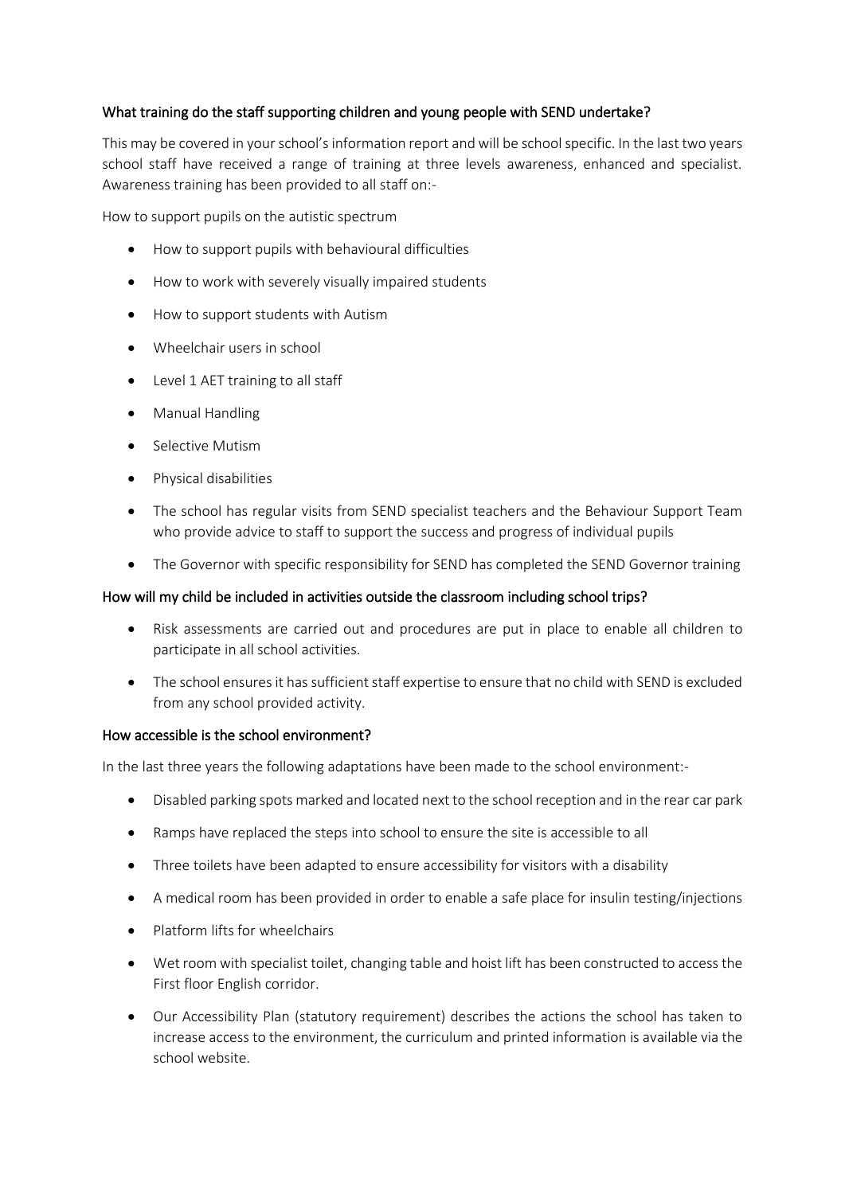## What training do the staff supporting children and young people with SEND undertake?

This may be covered in your school's information report and will be school specific. In the last two years school staff have received a range of training at three levels awareness, enhanced and specialist. Awareness training has been provided to all staff on:-

How to support pupils on the autistic spectrum

- How to support pupils with behavioural difficulties
- How to work with severely visually impaired students
- How to support students with Autism
- Wheelchair users in school
- Level 1 AET training to all staff
- Manual Handling
- Selective Mutism
- Physical disabilities
- The school has regular visits from SEND specialist teachers and the Behaviour Support Team who provide advice to staff to support the success and progress of individual pupils
- The Governor with specific responsibility for SEND has completed the SEND Governor training

## How will my child be included in activities outside the classroom including school trips?

- Risk assessments are carried out and procedures are put in place to enable all children to participate in all school activities.
- The school ensures it has sufficient staff expertise to ensure that no child with SEND is excluded from any school provided activity.

## How accessible is the school environment?

In the last three years the following adaptations have been made to the school environment:-

- Disabled parking spots marked and located next to the school reception and in the rear car park
- Ramps have replaced the steps into school to ensure the site is accessible to all
- Three toilets have been adapted to ensure accessibility for visitors with a disability
- A medical room has been provided in order to enable a safe place for insulin testing/injections
- Platform lifts for wheelchairs
- Wet room with specialist toilet, changing table and hoist lift has been constructed to access the First floor English corridor.
- Our Accessibility Plan (statutory requirement) describes the actions the school has taken to increase access to the environment, the curriculum and printed information is available via the school website.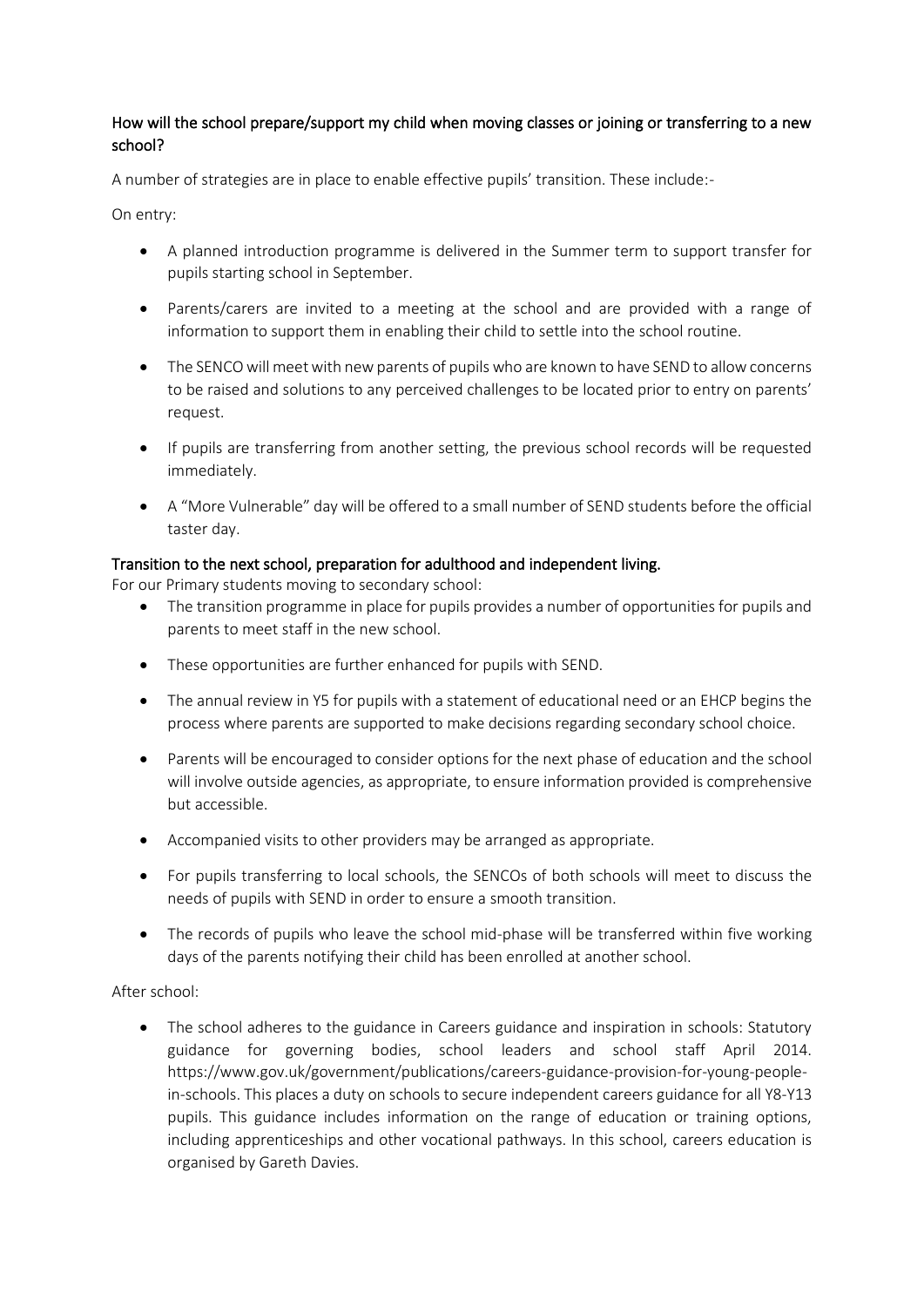## How will the school prepare/support my child when moving classes or joining or transferring to a new school?

A number of strategies are in place to enable effective pupils' transition. These include:-

On entry:

- A planned introduction programme is delivered in the Summer term to support transfer for pupils starting school in September.
- Parents/carers are invited to a meeting at the school and are provided with a range of information to support them in enabling their child to settle into the school routine.
- The SENCO will meet with new parents of pupils who are known to have SEND to allow concerns to be raised and solutions to any perceived challenges to be located prior to entry on parents' request.
- If pupils are transferring from another setting, the previous school records will be requested immediately.
- A "More Vulnerable" day will be offered to a small number of SEND students before the official taster day.

## Transition to the next school, preparation for adulthood and independent living.

For our Primary students moving to secondary school:

- The transition programme in place for pupils provides a number of opportunities for pupils and parents to meet staff in the new school.
- These opportunities are further enhanced for pupils with SEND.
- The annual review in Y5 for pupils with a statement of educational need or an EHCP begins the process where parents are supported to make decisions regarding secondary school choice.
- Parents will be encouraged to consider options for the next phase of education and the school will involve outside agencies, as appropriate, to ensure information provided is comprehensive but accessible.
- Accompanied visits to other providers may be arranged as appropriate.
- For pupils transferring to local schools, the SENCOs of both schools will meet to discuss the needs of pupils with SEND in order to ensure a smooth transition.
- The records of pupils who leave the school mid-phase will be transferred within five working days of the parents notifying their child has been enrolled at another school.

After school:

- The school adheres to the guidance in Careers guidance and inspiration in schools: Statutory guidance for governing bodies, school leaders and school staff April 2014. https://www.gov.uk/government/publications/careers-guidance-provision-for-young-people-in-schools. This places a duty on schools to secure independent careers guidance for all Y8-Y13 pupils. This guidance includes information on the range of education or training options, including apprenticeships and other vocational pathways. In this school, careers education is organised by Gareth Davies.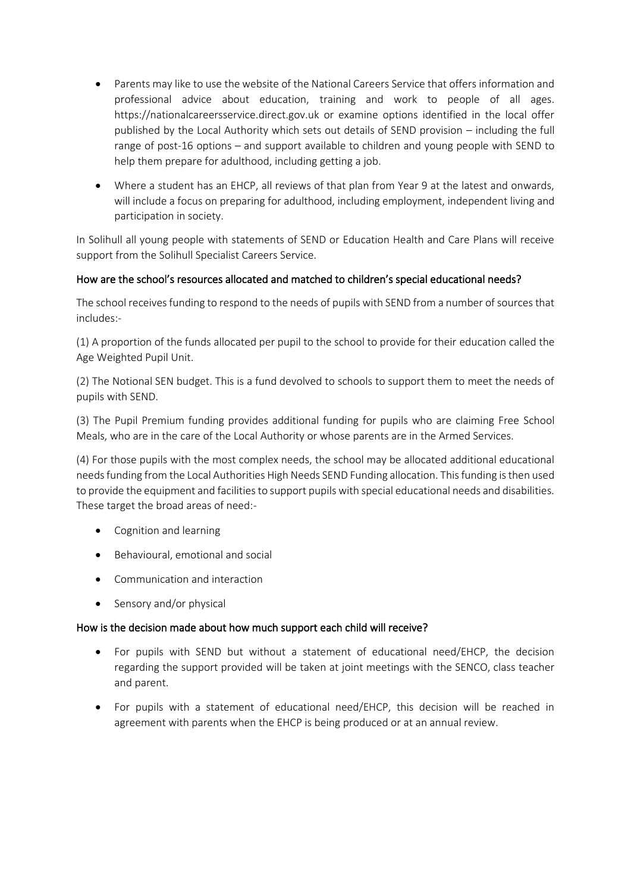- Parents may like to use the website of the National Careers Service that offers information and professional advice about education, training and work to people of all ages. https://nationalcareersservice.direct.gov.uk or examine options identified in the local offer published by the Local Authority which sets out details of SEND provision – including the full range of post-16 options – and support available to children and young people with SEND to help them prepare for adulthood, including getting a job.
- Where a student has an EHCP, all reviews of that plan from Year 9 at the latest and onwards, will include a focus on preparing for adulthood, including employment, independent living and participation in society.

In Solihull all young people with statements of SEND or Education Health and Care Plans will receive support from the Solihull Specialist Careers Service.

### How are the school's resources allocated and matched to children's special educational needs?

The school receives funding to respond to the needs of pupils with SEND from a number of sources that includes:-

(1) A proportion of the funds allocated per pupil to the school to provide for their education called the Age Weighted Pupil Unit.

(2) The Notional SEN budget. This is a fund devolved to schools to support them to meet the needs of pupils with SEND.

(3) The Pupil Premium funding provides additional funding for pupils who are claiming Free School Meals, who are in the care of the Local Authority or whose parents are in the Armed Services.

(4) For those pupils with the most complex needs, the school may be allocated additional educational needs funding from the Local Authorities High Needs SEND Funding allocation. This funding is then used to provide the equipment and facilities to support pupils with special educational needs and disabilities. These target the broad areas of need:-

- Cognition and learning
- Behavioural, emotional and social
- Communication and interaction
- Sensory and/or physical

### How is the decision made about how much support each child will receive?

- For pupils with SEND but without a statement of educational need/EHCP, the decision regarding the support provided will be taken at joint meetings with the SENCO, class teacher and parent.
- For pupils with a statement of educational need/EHCP, this decision will be reached in agreement with parents when the EHCP is being produced or at an annual review.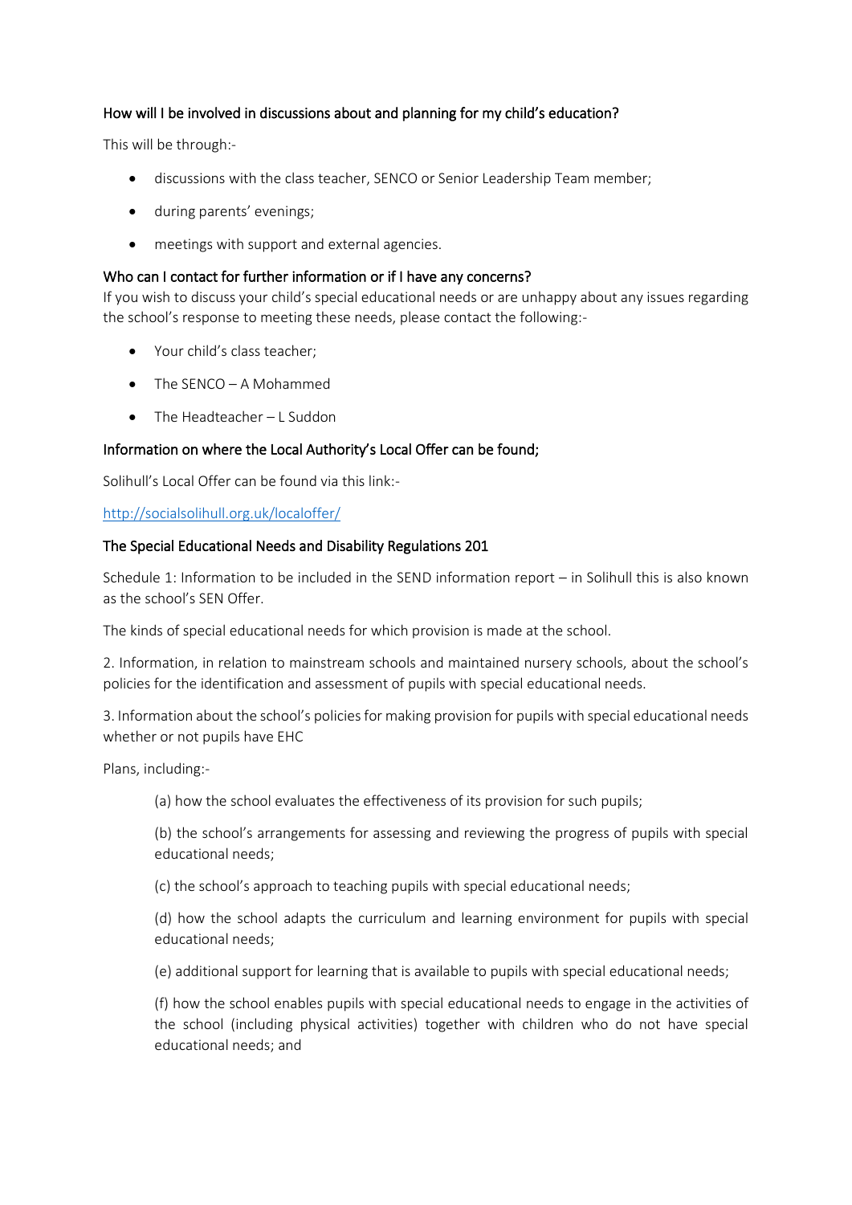### How will I be involved in discussions about and planning for my child's education?

This will be through:-

- discussions with the class teacher, SENCO or Senior Leadership Team member;
- during parents' evenings;
- meetings with support and external agencies.

### Who can I contact for further information or if I have any concerns?

If you wish to discuss your child's special educational needs or are unhappy about any issues regarding the school's response to meeting these needs, please contact the following:-

- Your child's class teacher;
- The SENCO – A Mohammed
- The Headteacher – L Suddon

### Information on where the Local Authority's Local Offer can be found;

Solihull's Local Offer can be found via this link:-

[http://socialsolihull.org.uk/localoffer/](http://socialsolihull.org.uk/localoffer/)

### The Special Educational Needs and Disability Regulations 201

Schedule 1: Information to be included in the SEND information report – in Solihull this is also known as the school's SEN Offer.

The kinds of special educational needs for which provision is made at the school.

2. Information, in relation to mainstream schools and maintained nursery schools, about the school's policies for the identification and assessment of pupils with special educational needs.

3. Information about the school's policies for making provision for pupils with special educational needs whether or not pupils have EHC

Plans, including:-

(a) how the school evaluates the effectiveness of its provision for such pupils;

(b) the school's arrangements for assessing and reviewing the progress of pupils with special educational needs;

(c) the school's approach to teaching pupils with special educational needs;

(d) how the school adapts the curriculum and learning environment for pupils with special educational needs;

(e) additional support for learning that is available to pupils with special educational needs;

(f) how the school enables pupils with special educational needs to engage in the activities of the school (including physical activities) together with children who do not have special educational needs; and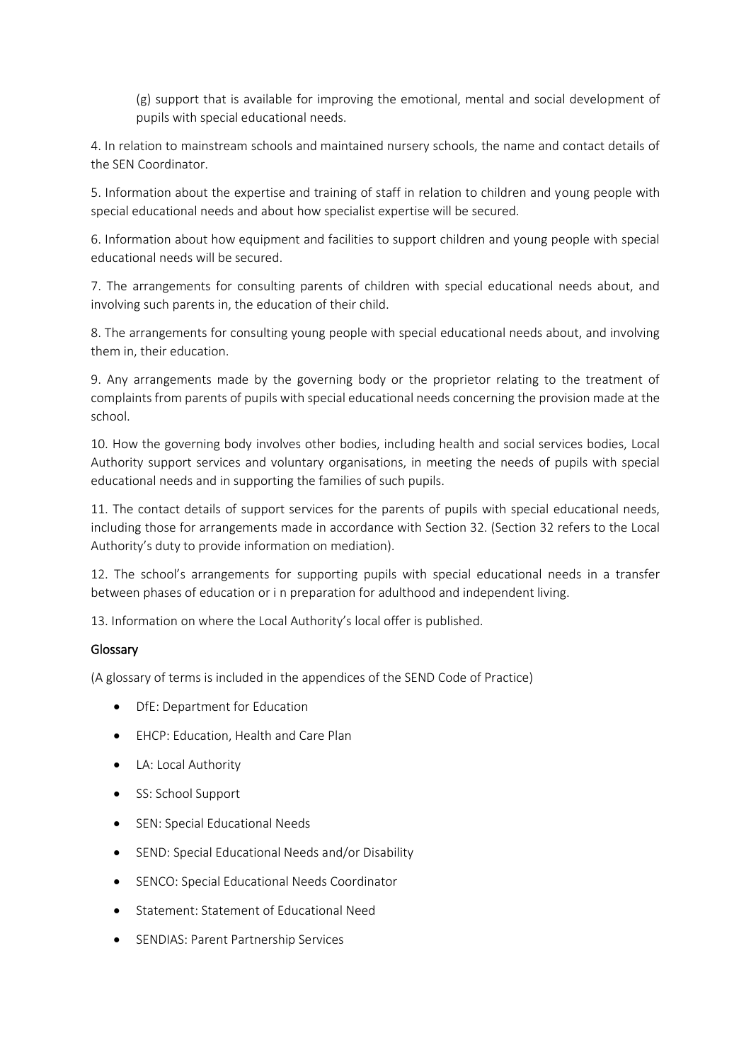(g) support that is available for improving the emotional, mental and social development of pupils with special educational needs.

4. In relation to mainstream schools and maintained nursery schools, the name and contact details of the SEN Coordinator.

5. Information about the expertise and training of staff in relation to children and young people with special educational needs and about how specialist expertise will be secured.

6. Information about how equipment and facilities to support children and young people with special educational needs will be secured.

7. The arrangements for consulting parents of children with special educational needs about, and involving such parents in, the education of their child.

8. The arrangements for consulting young people with special educational needs about, and involving them in, their education.

9. Any arrangements made by the governing body or the proprietor relating to the treatment of complaints from parents of pupils with special educational needs concerning the provision made at the school.

10. How the governing body involves other bodies, including health and social services bodies, Local Authority support services and voluntary organisations, in meeting the needs of pupils with special educational needs and in supporting the families of such pupils.

11. The contact details of support services for the parents of pupils with special educational needs, including those for arrangements made in accordance with Section 32. (Section 32 refers to the Local Authority's duty to provide information on mediation).

12. The school's arrangements for supporting pupils with special educational needs in a transfer between phases of education or i n preparation for adulthood and independent living.

13. Information on where the Local Authority's local offer is published.

## Glossary

(A glossary of terms is included in the appendices of the SEND Code of Practice)

- DfE: Department for Education
- EHCP: Education, Health and Care Plan
- LA: Local Authority
- SS: School Support
- SEN: Special Educational Needs
- SEND: Special Educational Needs and/or Disability
- SENCO: Special Educational Needs Coordinator
- Statement: Statement of Educational Need
- SENDIAS: Parent Partnership Services